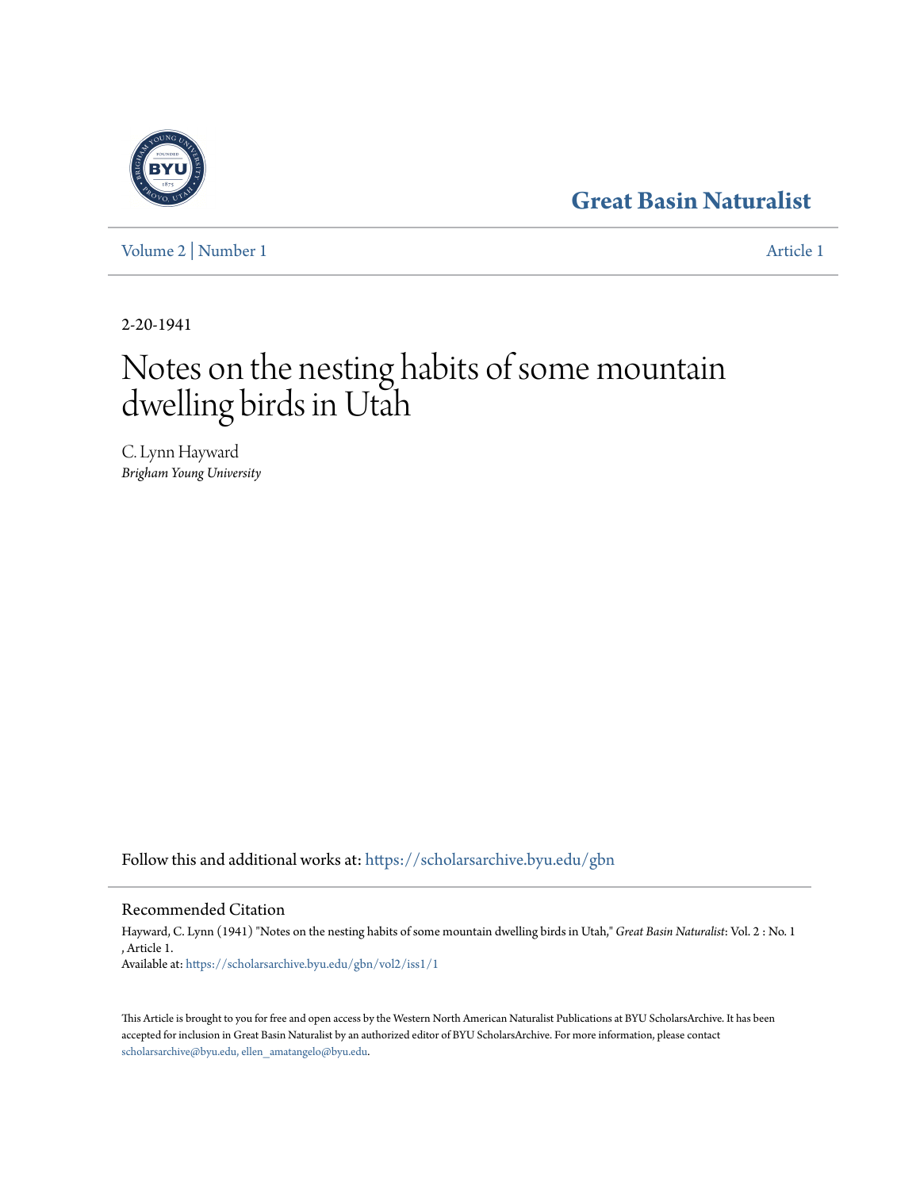Great Basin Naturalist

Volume 2 | Number 1 Article 1

2-20-1941

# Notes on the nesting habits of some mountain dwelling birds in Utah

C. Lynn Hayward
*Brigham Young University*

Follow this and additional works at: https://scholarsarchive.byu.edu/gbn

## Recommended Citation

Hayward, C. Lynn (1941) "Notes on the nesting habits of some mountain dwelling birds in Utah," *Great Basin Naturalist*: Vol. 2 : No. 1 , Article 1.
Available at: https://scholarsarchive.byu.edu/gbn/vol2/iss1/1

This Article is brought to you for free and open access by the Western North American Naturalist Publications at BYU ScholarsArchive. It has been accepted for inclusion in Great Basin Naturalist by an authorized editor of BYU ScholarsArchive. For more information, please contact scholarsarchive@byu.edu, ellen_amatangelo@byu.edu.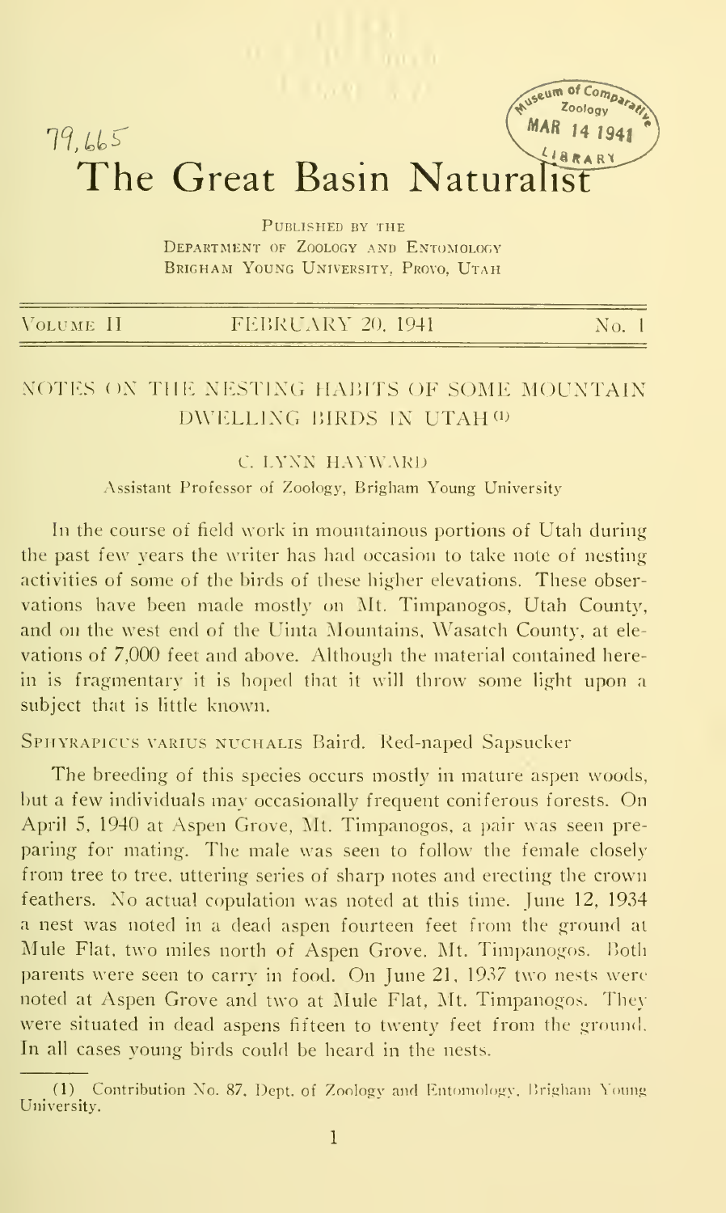79,665

# The Great Basin Naturalist

PUBLISHED BY THE
DEPARTMENT OF ZOOLOGY AND ENTOMOLOGY
BRIGHAM YOUNG UNIVERSITY, PROVO, UTAH

VOLUME II — FEBRUARY 20, 1941 — No. 1

## NOTES ON THE NESTING HABITS OF SOME MOUNTAIN DWELLING BIRDS IN UTAH[1]

C. LYNN HAYWARD

Assistant Professor of Zoology, Brigham Young University

In the course of field work in mountainous portions of Utah during the past few years the writer has had occasion to take note of nesting activities of some of the birds of these higher elevations. These observations have been made mostly on Mt. Timpanogos, Utah County, and on the west end of the Uinta Mountains, Wasatch County, at elevations of 7,000 feet and above. Although the material contained herein is fragmentary it is hoped that it will throw some light upon a subject that is little known.

SPHYRAPICUS VARIUS NUCHALIS Baird. Red-naped Sapsucker

The breeding of this species occurs mostly in mature aspen woods, but a few individuals may occasionally frequent coniferous forests. On April 5, 1940 at Aspen Grove, Mt. Timpanogos, a pair was seen preparing for mating. The male was seen to follow the female closely from tree to tree, uttering series of sharp notes and erecting the crown feathers. No actual copulation was noted at this time. June 12, 1934 a nest was noted in a dead aspen fourteen feet from the ground at Mule Flat, two miles north of Aspen Grove, Mt. Timpanogos. Both parents were seen to carry in food. On June 21, 1937 two nests were noted at Aspen Grove and two at Mule Flat, Mt. Timpanogos. They were situated in dead aspens fifteen to twenty feet from the ground. In all cases young birds could be heard in the nests.

(1) Contribution No. 87, Dept. of Zoology and Entomology, Brigham Young University.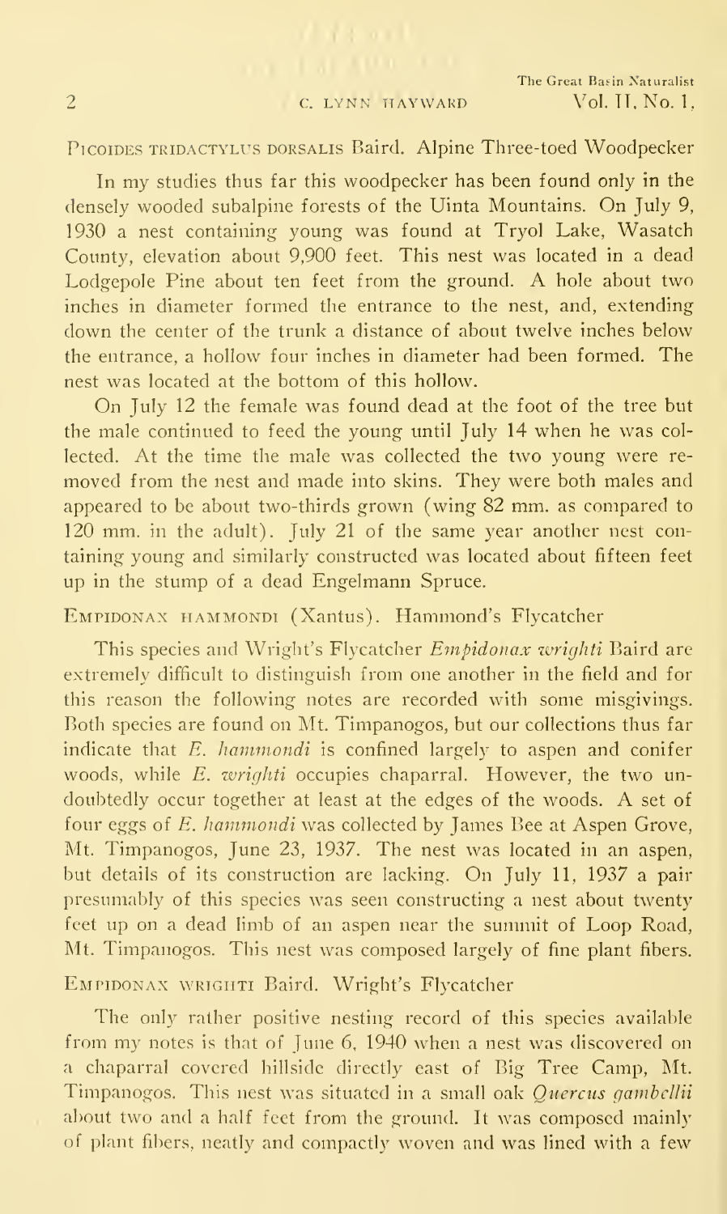Picoides tridactylus dorsalis Baird. Alpine Three-toed Woodpecker

In my studies thus far this woodpecker has been found only in the densely wooded subalpine forests of the Uinta Mountains. On July 9, 1930 a nest containing young was found at Tryol Lake, Wasatch County, elevation about 9,900 feet. This nest was located in a dead Lodgepole Pine about ten feet from the ground. A hole about two inches in diameter formed the entrance to the nest, and, extending down the center of the trunk a distance of about twelve inches below the entrance, a hollow four inches in diameter had been formed. The nest was located at the bottom of this hollow.

On July 12 the female was found dead at the foot of the tree but the male continued to feed the young until July 14 when he was collected. At the time the male was collected the two young were removed from the nest and made into skins. They were both males and appeared to be about two-thirds grown (wing 82 mm. as compared to 120 mm. in the adult). July 21 of the same year another nest containing young and similarly constructed was located about fifteen feet up in the stump of a dead Engelmann Spruce.

Empidonax hammondi (Xantus). Hammond's Flycatcher

This species and Wright's Flycatcher *Empidonax wrighti* Baird are extremely difficult to distinguish from one another in the field and for this reason the following notes are recorded with some misgivings. Both species are found on Mt. Timpanogos, but our collections thus far indicate that *E. hammondi* is confined largely to aspen and conifer woods, while *E. wrighti* occupies chaparral. However, the two undoubtedly occur together at least at the edges of the woods. A set of four eggs of *E. hammondi* was collected by James Bee at Aspen Grove, Mt. Timpanogos, June 23, 1937. The nest was located in an aspen, but details of its construction are lacking. On July 11, 1937 a pair presumably of this species was seen constructing a nest about twenty feet up on a dead limb of an aspen near the summit of Loop Road, Mt. Timpanogos. This nest was composed largely of fine plant fibers.

Empidonax wrighti Baird. Wright's Flycatcher

The only rather positive nesting record of this species available from my notes is that of June 6, 1940 when a nest was discovered on a chaparral covered hillside directly east of Big Tree Camp, Mt. Timpanogos. This nest was situated in a small oak *Quercus gambellii* about two and a half feet from the ground. It was composed mainly of plant fibers, neatly and compactly woven and was lined with a few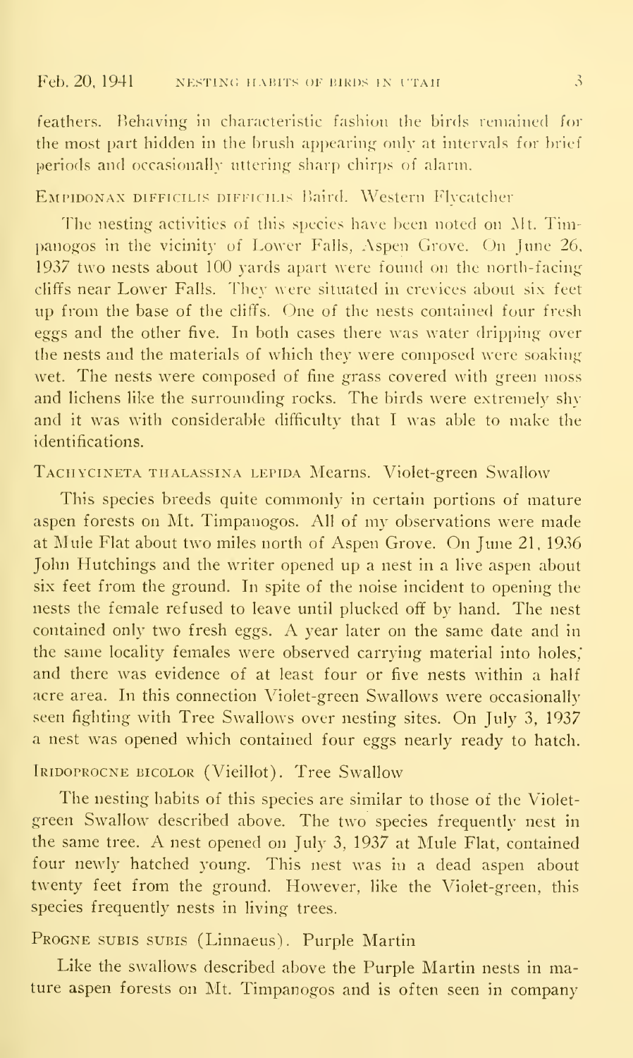feathers. Behaving in characteristic fashion the birds remained for the most part hidden in the brush appearing only at intervals for brief periods and occasionally uttering sharp chirps of alarm.

### EMPIDONAX DIFFICILIS DIFFICILIS Baird. Western Flycatcher

The nesting activities of this species have been noted on Mt. Timpanogos in the vicinity of Lower Falls, Aspen Grove. On June 26, 1937 two nests about 100 yards apart were found on the north-facing cliffs near Lower Falls. They were situated in crevices about six feet up from the base of the cliffs. One of the nests contained four fresh eggs and the other five. In both cases there was water dripping over the nests and the materials of which they were composed were soaking wet. The nests were composed of fine grass covered with green moss and lichens like the surrounding rocks. The birds were extremely shy and it was with considerable difficulty that I was able to make the identifications.

### TACHYCINETA THALASSINA LEPIDA Mearns. Violet-green Swallow

This species breeds quite commonly in certain portions of mature aspen forests on Mt. Timpanogos. All of my observations were made at Mule Flat about two miles north of Aspen Grove. On June 21, 1936 John Hutchings and the writer opened up a nest in a live aspen about six feet from the ground. In spite of the noise incident to opening the nests the female refused to leave until plucked off by hand. The nest contained only two fresh eggs. A year later on the same date and in the same locality females were observed carrying material into holes; and there was evidence of at least four or five nests within a half acre area. In this connection Violet-green Swallows were occasionally seen fighting with Tree Swallows over nesting sites. On July 3, 1937 a nest was opened which contained four eggs nearly ready to hatch.

### IRIDOPROCNE BICOLOR (Vieillot). Tree Swallow

The nesting habits of this species are similar to those of the Violet-green Swallow described above. The two species frequently nest in the same tree. A nest opened on July 3, 1937 at Mule Flat, contained four newly hatched young. This nest was in a dead aspen about twenty feet from the ground. However, like the Violet-green, this species frequently nests in living trees.

### PROGNE SUBIS SUBIS (Linnaeus). Purple Martin

Like the swallows described above the Purple Martin nests in mature aspen forests on Mt. Timpanogos and is often seen in company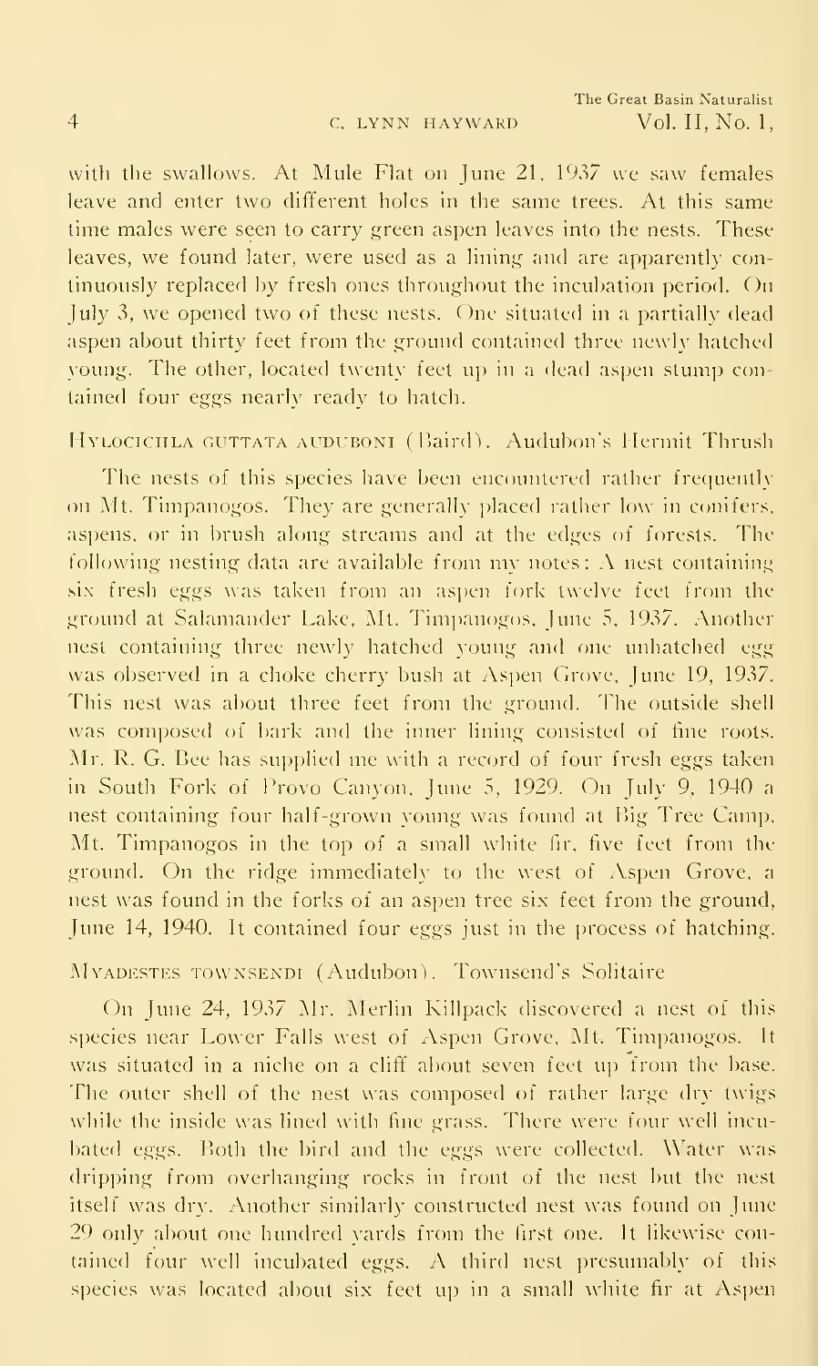with the swallows. At Mule Flat on June 21, 1937 we saw females leave and enter two different holes in the same trees. At this same time males were seen to carry green aspen leaves into the nests. These leaves, we found later, were used as a lining and are apparently continuously replaced by fresh ones throughout the incubation period. On July 3, we opened two of these nests. One situated in a partially dead aspen about thirty feet from the ground contained three newly hatched young. The other, located twenty feet up in a dead aspen stump contained four eggs nearly ready to hatch.

### Hylocichla guttata auduboni (Baird). Audubon's Hermit Thrush

The nests of this species have been encountered rather frequently on Mt. Timpanogos. They are generally placed rather low in conifers, aspens, or in brush along streams and at the edges of forests. The following nesting data are available from my notes: A nest containing six fresh eggs was taken from an aspen fork twelve feet from the ground at Salamander Lake, Mt. Timpanogos, June 5, 1937. Another nest containing three newly hatched young and one unhatched egg was observed in a choke cherry bush at Aspen Grove, June 19, 1937. This nest was about three feet from the ground. The outside shell was composed of bark and the inner lining consisted of fine roots. Mr. R. G. Bee has supplied me with a record of four fresh eggs taken in South Fork of Provo Canyon, June 5, 1929. On July 9, 1940 a nest containing four half-grown young was found at Big Tree Camp, Mt. Timpanogos in the top of a small white fir, five feet from the ground. On the ridge immediately to the west of Aspen Grove, a nest was found in the forks of an aspen tree six feet from the ground, June 14, 1940. It contained four eggs just in the process of hatching.

### Myadestes townsendi (Audubon). Townsend's Solitaire

On June 24, 1937 Mr. Merlin Killpack discovered a nest of this species near Lower Falls west of Aspen Grove, Mt. Timpanogos. It was situated in a niche on a cliff about seven feet up from the base. The outer shell of the nest was composed of rather large dry twigs while the inside was lined with fine grass. There were four well incubated eggs. Both the bird and the eggs were collected. Water was dripping from overhanging rocks in front of the nest but the nest itself was dry. Another similarly constructed nest was found on June 29 only about one hundred yards from the first one. It likewise contained four well incubated eggs. A third nest presumably of this species was located about six feet up in a small white fir at Aspen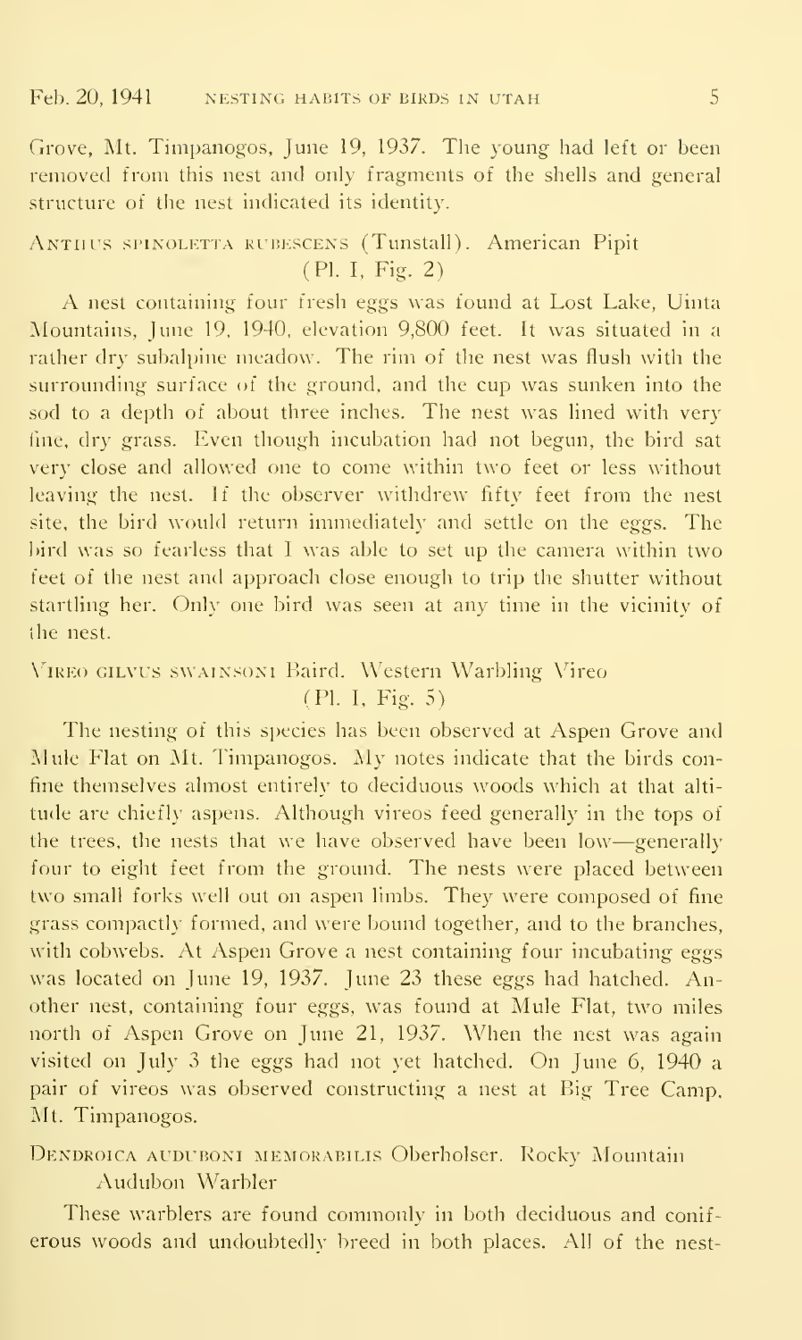Grove, Mt. Timpanogos, June 19, 1937. The young had left or been removed from this nest and only fragments of the shells and general structure of the nest indicated its identity.

### Anthus spinoletta rubescens (Tunstall). American Pipit (Pl. I, Fig. 2)

A nest containing four fresh eggs was found at Lost Lake, Uinta Mountains, June 19, 1940, elevation 9,800 feet. It was situated in a rather dry subalpine meadow. The rim of the nest was flush with the surrounding surface of the ground, and the cup was sunken into the sod to a depth of about three inches. The nest was lined with very fine, dry grass. Even though incubation had not begun, the bird sat very close and allowed one to come within two feet or less without leaving the nest. If the observer withdrew fifty feet from the nest site, the bird would return immediately and settle on the eggs. The bird was so fearless that I was able to set up the camera within two feet of the nest and approach close enough to trip the shutter without startling her. Only one bird was seen at any time in the vicinity of the nest.

### Vireo gilvus swainsoni Baird. Western Warbling Vireo (Pl. I, Fig. 5)

The nesting of this species has been observed at Aspen Grove and Mule Flat on Mt. Timpanogos. My notes indicate that the birds confine themselves almost entirely to deciduous woods which at that altitude are chiefly aspens. Although vireos feed generally in the tops of the trees, the nests that we have observed have been low—generally four to eight feet from the ground. The nests were placed between two small forks well out on aspen limbs. They were composed of fine grass compactly formed, and were bound together, and to the branches, with cobwebs. At Aspen Grove a nest containing four incubating eggs was located on June 19, 1937. June 23 these eggs had hatched. Another nest, containing four eggs, was found at Mule Flat, two miles north of Aspen Grove on June 21, 1937. When the nest was again visited on July 3 the eggs had not yet hatched. On June 6, 1940 a pair of vireos was observed constructing a nest at Big Tree Camp, Mt. Timpanogos.

### Dendroica auduboni memorabilis Oberholser. Rocky Mountain Audubon Warbler

These warblers are found commonly in both deciduous and coniferous woods and undoubtedly breed in both places. All of the nest-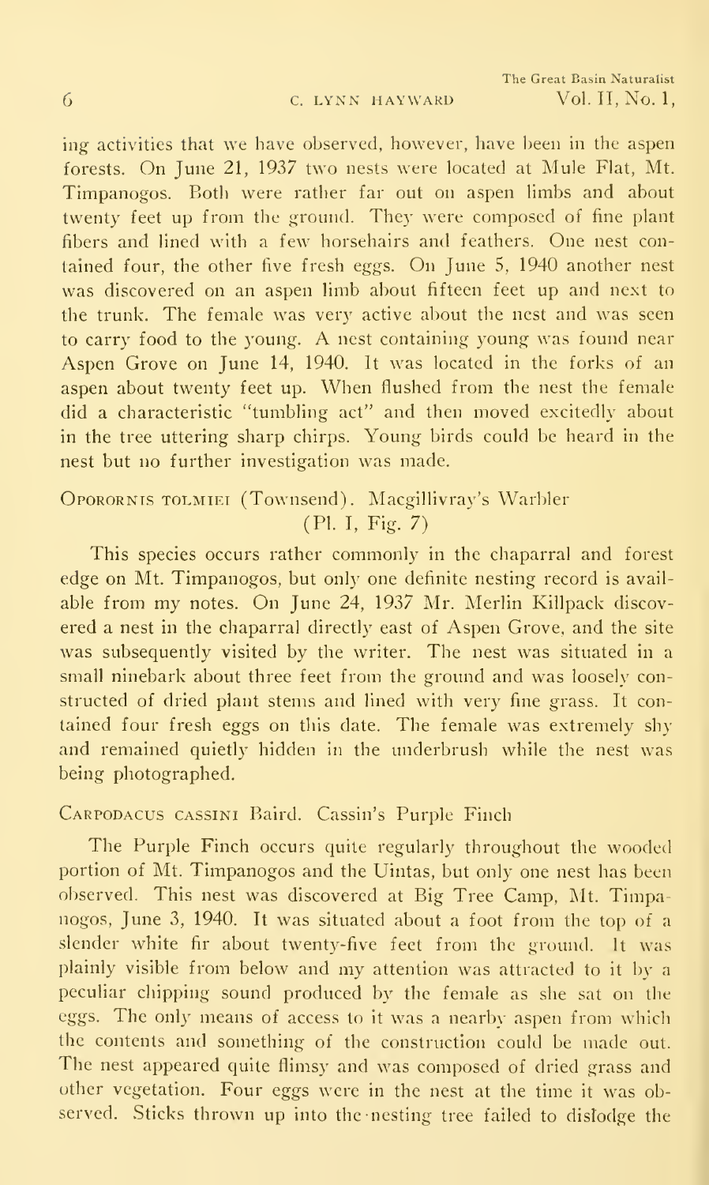ing activities that we have observed, however, have been in the aspen forests. On June 21, 1937 two nests were located at Mule Flat, Mt. Timpanogos. Both were rather far out on aspen limbs and about twenty feet up from the ground. They were composed of fine plant fibers and lined with a few horsehairs and feathers. One nest contained four, the other five fresh eggs. On June 5, 1940 another nest was discovered on an aspen limb about fifteen feet up and next to the trunk. The female was very active about the nest and was seen to carry food to the young. A nest containing young was found near Aspen Grove on June 14, 1940. It was located in the forks of an aspen about twenty feet up. When flushed from the nest the female did a characteristic "tumbling act" and then moved excitedly about in the tree uttering sharp chirps. Young birds could be heard in the nest but no further investigation was made.

### Oporornis tolmiei (Townsend). Macgillivray's Warbler (Pl. I, Fig. 7)

This species occurs rather commonly in the chaparral and forest edge on Mt. Timpanogos, but only one definite nesting record is available from my notes. On June 24, 1937 Mr. Merlin Killpack discovered a nest in the chaparral directly east of Aspen Grove, and the site was subsequently visited by the writer. The nest was situated in a small ninebark about three feet from the ground and was loosely constructed of dried plant stems and lined with very fine grass. It contained four fresh eggs on this date. The female was extremely shy and remained quietly hidden in the underbrush while the nest was being photographed.

### Carpodacus cassini Baird. Cassin's Purple Finch

The Purple Finch occurs quite regularly throughout the wooded portion of Mt. Timpanogos and the Uintas, but only one nest has been observed. This nest was discovered at Big Tree Camp, Mt. Timpanogos, June 3, 1940. It was situated about a foot from the top of a slender white fir about twenty-five feet from the ground. It was plainly visible from below and my attention was attracted to it by a peculiar chipping sound produced by the female as she sat on the eggs. The only means of access to it was a nearby aspen from which the contents and something of the construction could be made out. The nest appeared quite flimsy and was composed of dried grass and other vegetation. Four eggs were in the nest at the time it was observed. Sticks thrown up into the nesting tree failed to dislodge the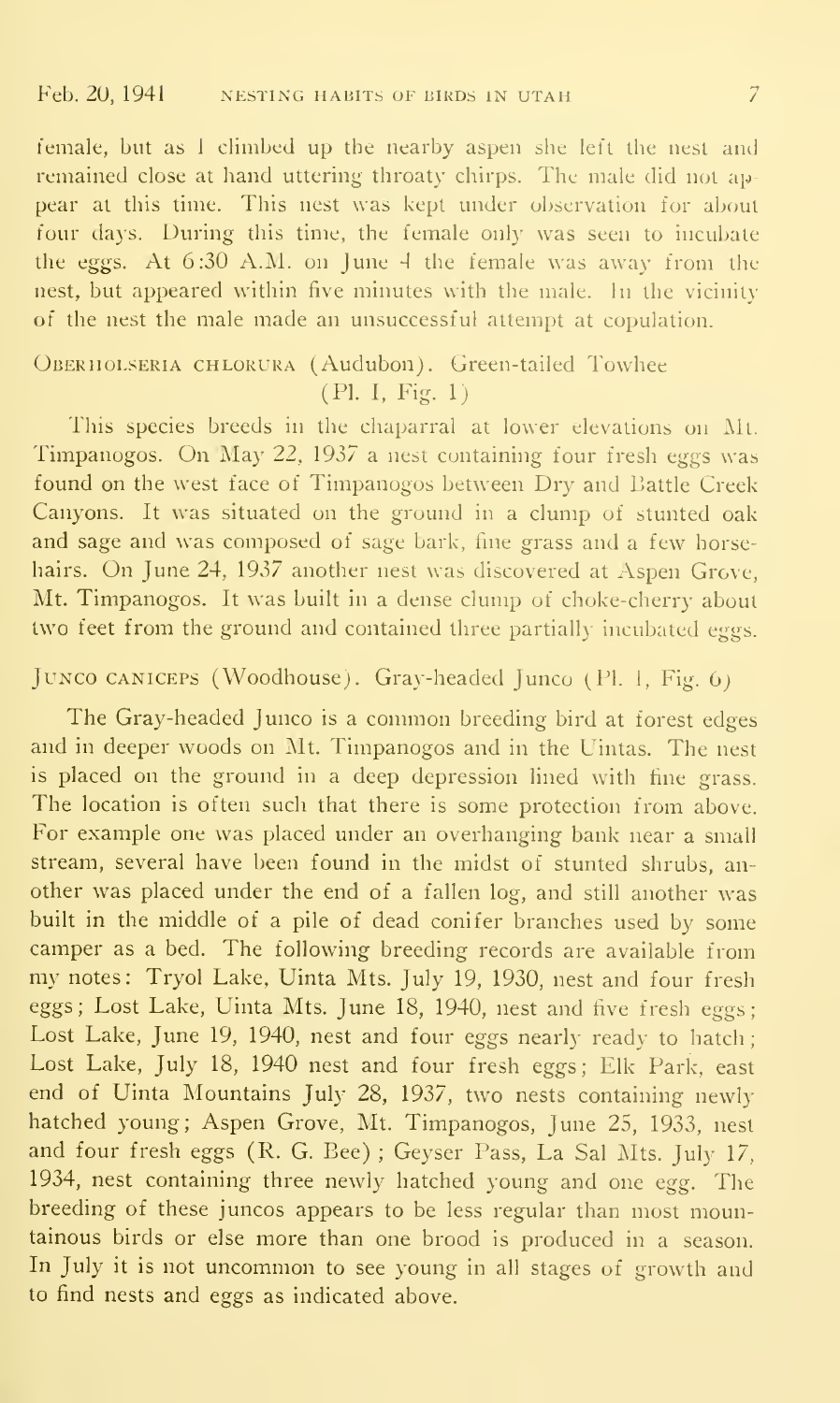female, but as I climbed up the nearby aspen she left the nest and remained close at hand uttering throaty chirps. The male did not appear at this time. This nest was kept under observation for about four days. During this time, the female only was seen to incubate the eggs. At 6:30 A.M. on June 4 the female was away from the nest, but appeared within five minutes with the male. In the vicinity of the nest the male made an unsuccessful attempt at copulation.

### Oberholseria chlorura (Audubon). Green-tailed Towhee (Pl. I, Fig. 1)

This species breeds in the chaparral at lower elevations on Mt. Timpanogos. On May 22, 1937 a nest containing four fresh eggs was found on the west face of Timpanogos between Dry and Battle Creek Canyons. It was situated on the ground in a clump of stunted oak and sage and was composed of sage bark, fine grass and a few horsehairs. On June 24, 1937 another nest was discovered at Aspen Grove, Mt. Timpanogos. It was built in a dense clump of choke-cherry about two feet from the ground and contained three partially incubated eggs.

### Junco caniceps (Woodhouse). Gray-headed Junco (Pl. I, Fig. 6)

The Gray-headed Junco is a common breeding bird at forest edges and in deeper woods on Mt. Timpanogos and in the Uintas. The nest is placed on the ground in a deep depression lined with fine grass. The location is often such that there is some protection from above. For example one was placed under an overhanging bank near a small stream, several have been found in the midst of stunted shrubs, another was placed under the end of a fallen log, and still another was built in the middle of a pile of dead conifer branches used by some camper as a bed. The following breeding records are available from my notes: Tryol Lake, Uinta Mts. July 19, 1930, nest and four fresh eggs; Lost Lake, Uinta Mts. June 18, 1940, nest and five fresh eggs; Lost Lake, June 19, 1940, nest and four eggs nearly ready to hatch; Lost Lake, July 18, 1940 nest and four fresh eggs; Elk Park, east end of Uinta Mountains July 28, 1937, two nests containing newly hatched young; Aspen Grove, Mt. Timpanogos, June 25, 1933, nest and four fresh eggs (R. G. Bee); Geyser Pass, La Sal Mts. July 17, 1934, nest containing three newly hatched young and one egg. The breeding of these juncos appears to be less regular than most mountainous birds or else more than one brood is produced in a season. In July it is not uncommon to see young in all stages of growth and to find nests and eggs as indicated above.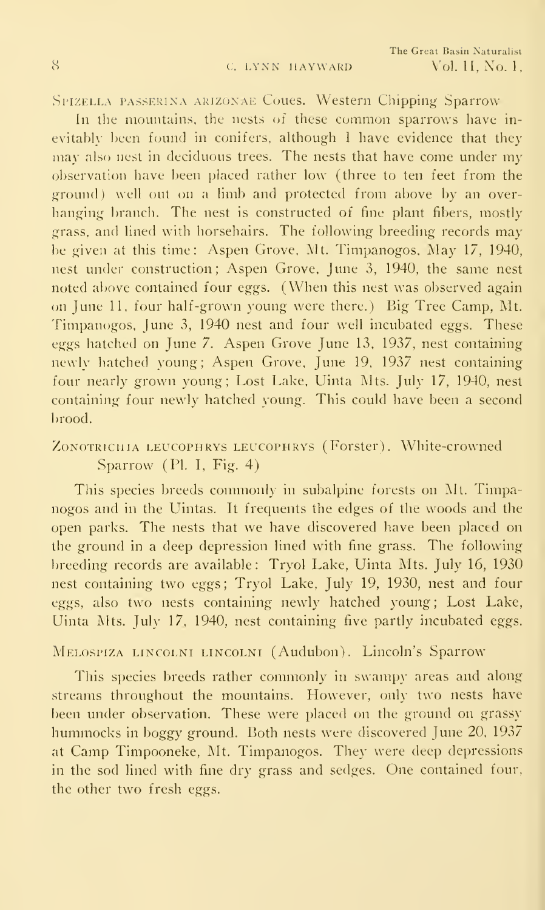Spizella passerina arizonae Coues. Western Chipping Sparrow

In the mountains, the nests of these common sparrows have inevitably been found in conifers, although I have evidence that they may also nest in deciduous trees. The nests that have come under my observation have been placed rather low (three to ten feet from the ground) well out on a limb and protected from above by an overhanging branch. The nest is constructed of fine plant fibers, mostly grass, and lined with horsehairs. The following breeding records may be given at this time: Aspen Grove, Mt. Timpanogos, May 17, 1940, nest under construction; Aspen Grove, June 3, 1940, the same nest noted above contained four eggs. (When this nest was observed again on June 11, four half-grown young were there.) Big Tree Camp, Mt. Timpanogos, June 3, 1940 nest and four well incubated eggs. These eggs hatched on June 7. Aspen Grove June 13, 1937, nest containing newly hatched young; Aspen Grove, June 19, 1937 nest containing four nearly grown young; Lost Lake, Uinta Mts. July 17, 1940, nest containing four newly hatched young. This could have been a second brood.

Zonotrichia leucophrys leucophrys (Forster). White-crowned Sparrow (Pl. I, Fig. 4)

This species breeds commonly in subalpine forests on Mt. Timpanogos and in the Uintas. It frequents the edges of the woods and the open parks. The nests that we have discovered have been placed on the ground in a deep depression lined with fine grass. The following breeding records are available: Tryol Lake, Uinta Mts. July 16, 1930 nest containing two eggs; Tryol Lake, July 19, 1930, nest and four eggs, also two nests containing newly hatched young; Lost Lake, Uinta Mts. July 17, 1940, nest containing five partly incubated eggs.

Melospiza lincolni lincolni (Audubon). Lincoln's Sparrow

This species breeds rather commonly in swampy areas and along streams throughout the mountains. However, only two nests have been under observation. These were placed on the ground on grassy hummocks in boggy ground. Both nests were discovered June 20, 1937 at Camp Timpooneke, Mt. Timpanogos. They were deep depressions in the sod lined with fine dry grass and sedges. One contained four, the other two fresh eggs.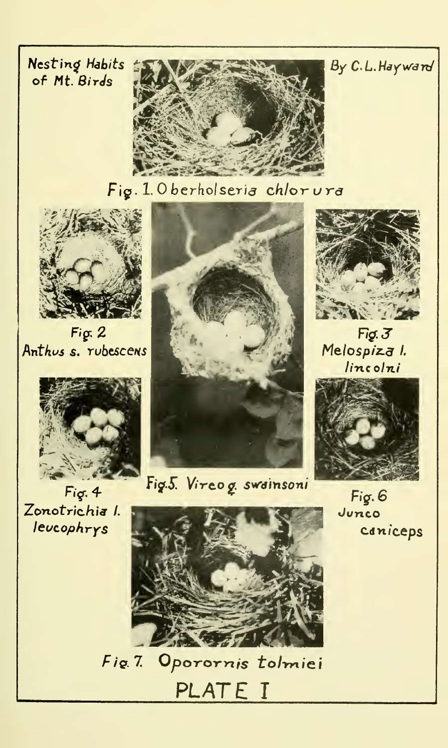Nesting Habits of Mt. Birds

By C. L. Hayward

Fig. 1. *Oberholseria chlorura*

Fig. 2 *Anthus s. rubescens*

Fig. 3 *Melospiza l. lincolni*

Fig. 4 *Zonotrichia l. leucophrys*

Fig. 5. *Vireo g. swainsoni*

Fig. 6 *Junco caniceps*

Fig. 7. *Oporornis tolmiei*

PLATE I